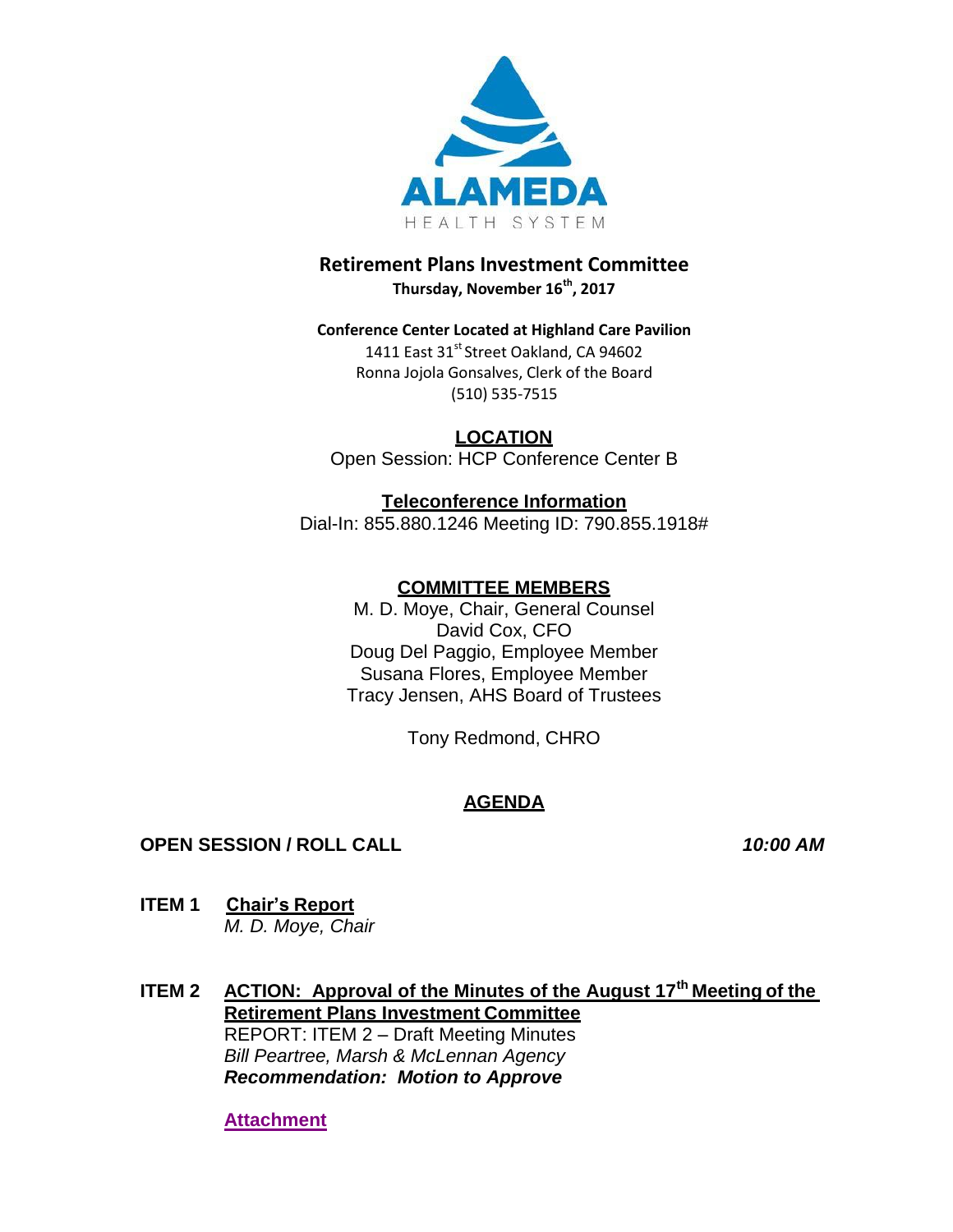ALAMEDA

HEALTH SYSTEM

# Retirement Plans Investment Committee

**Thursday, November 16th, 2017**

**Conference Center Located at Highland Care Pavilion**

1411 East 31st Street Oakland, CA 94602
Ronna Jojola Gonsalves, Clerk of the Board
(510) 535-7515

**LOCATION**

Open Session: HCP Conference Center B

**Teleconference Information**

Dial-In: 855.880.1246 Meeting ID: 790.855.1918#

**COMMITTEE MEMBERS**

M. D. Moye, Chair, General Counsel
David Cox, CFO
Doug Del Paggio, Employee Member
Susana Flores, Employee Member
Tracy Jensen, AHS Board of Trustees

Tony Redmond, CHRO

## AGENDA

**OPEN SESSION / ROLL CALL** ***10:00 AM***

**ITEM 1 Chair's Report**
*M. D. Moye, Chair*

**ITEM 2 ACTION: Approval of the Minutes of the August 17th Meeting of the Retirement Plans Investment Committee**
REPORT: ITEM 2 – Draft Meeting Minutes
*Bill Peartree, Marsh & McLennan Agency*
***Recommendation: Motion to Approve***

**Attachment**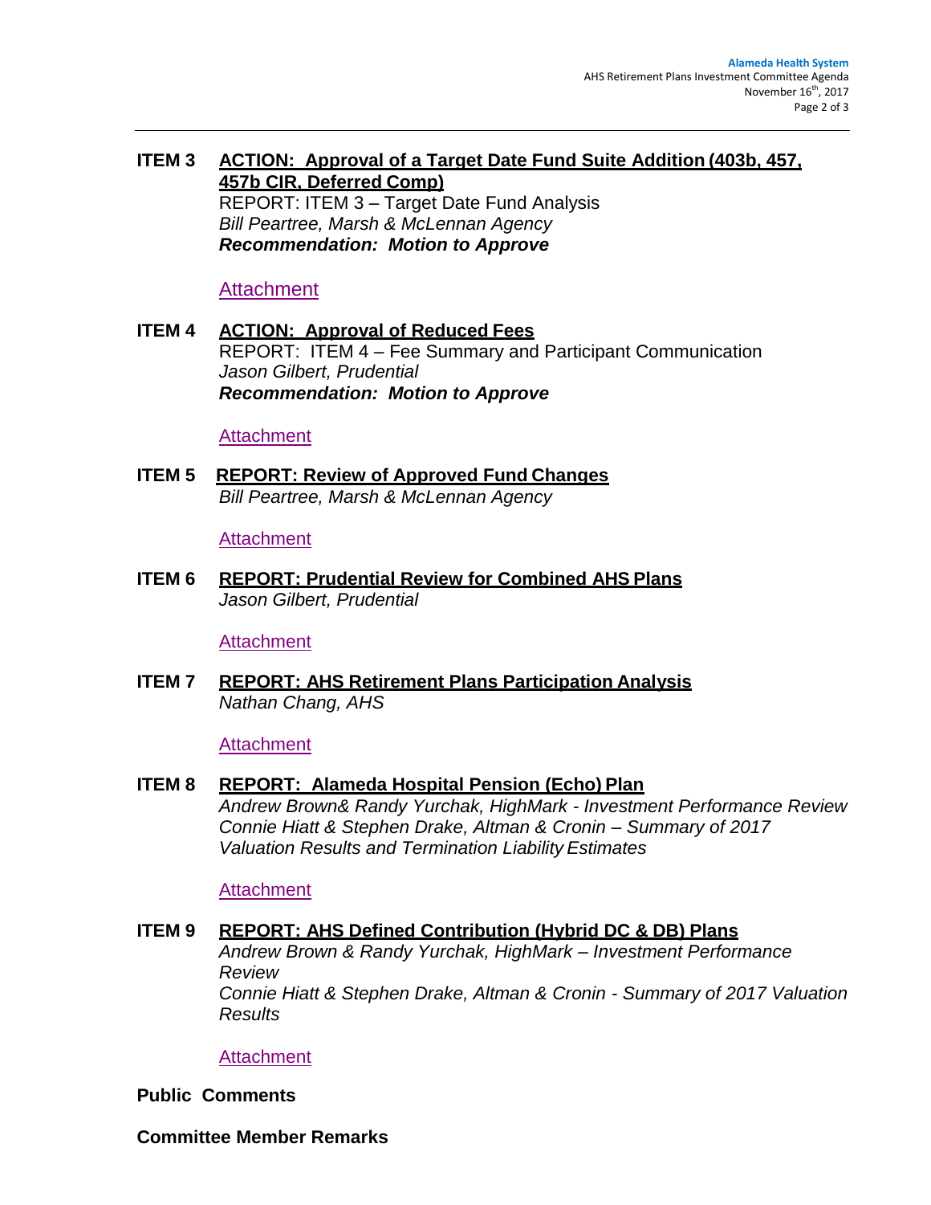**ITEM 3** **ACTION: Approval of a Target Date Fund Suite Addition (403b, 457, 457b CIR, Deferred Comp)**
REPORT: ITEM 3 – Target Date Fund Analysis
*Bill Peartree, Marsh & McLennan Agency*
***Recommendation: Motion to Approve***

Attachment

**ITEM 4** **ACTION: Approval of Reduced Fees**
REPORT: ITEM 4 – Fee Summary and Participant Communication
*Jason Gilbert, Prudential*
***Recommendation: Motion to Approve***

Attachment

**ITEM 5** **REPORT: Review of Approved Fund Changes**
*Bill Peartree, Marsh & McLennan Agency*

Attachment

**ITEM 6** **REPORT: Prudential Review for Combined AHS Plans**
*Jason Gilbert, Prudential*

Attachment

**ITEM 7** **REPORT: AHS Retirement Plans Participation Analysis**
*Nathan Chang, AHS*

Attachment

**ITEM 8** **REPORT: Alameda Hospital Pension (Echo) Plan**
*Andrew Brown& Randy Yurchak, HighMark - Investment Performance Review*
*Connie Hiatt & Stephen Drake, Altman & Cronin – Summary of 2017 Valuation Results and Termination Liability Estimates*

Attachment

**ITEM 9** **REPORT: AHS Defined Contribution (Hybrid DC & DB) Plans**
*Andrew Brown & Randy Yurchak, HighMark – Investment Performance Review*
*Connie Hiatt & Stephen Drake, Altman & Cronin - Summary of 2017 Valuation Results*

Attachment

**Public Comments**

**Committee Member Remarks**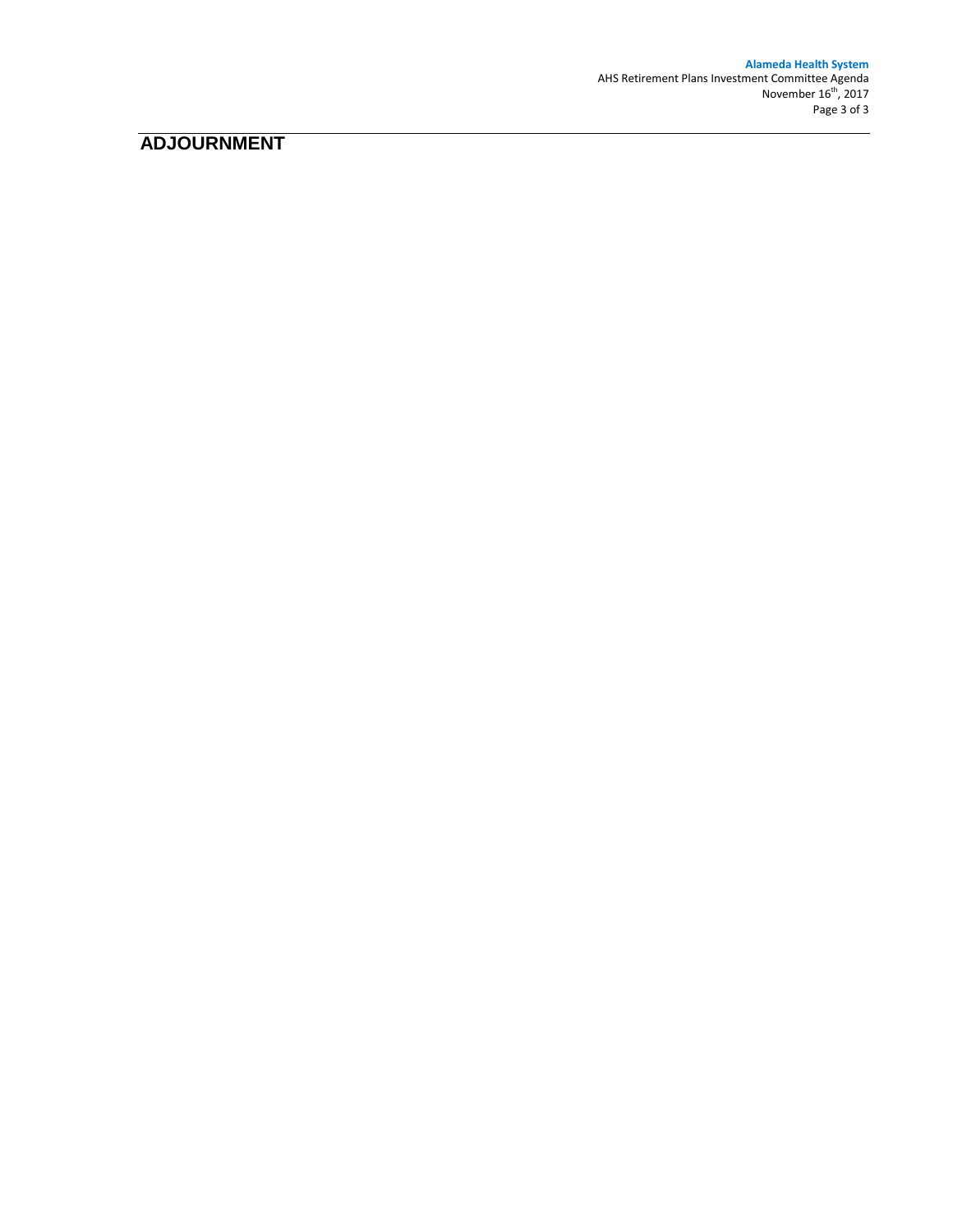# ADJOURNMENT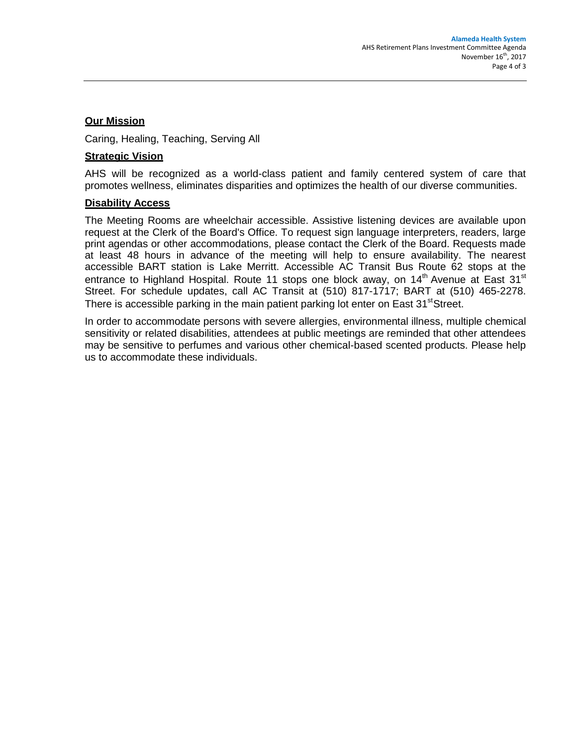## Our Mission

Caring, Healing, Teaching, Serving All

## Strategic Vision

AHS will be recognized as a world-class patient and family centered system of care that promotes wellness, eliminates disparities and optimizes the health of our diverse communities.

## Disability Access

The Meeting Rooms are wheelchair accessible. Assistive listening devices are available upon request at the Clerk of the Board's Office. To request sign language interpreters, readers, large print agendas or other accommodations, please contact the Clerk of the Board. Requests made at least 48 hours in advance of the meeting will help to ensure availability. The nearest accessible BART station is Lake Merritt. Accessible AC Transit Bus Route 62 stops at the entrance to Highland Hospital. Route 11 stops one block away, on 14th Avenue at East 31st Street. For schedule updates, call AC Transit at (510) 817-1717; BART at (510) 465-2278. There is accessible parking in the main patient parking lot enter on East 31st Street.

In order to accommodate persons with severe allergies, environmental illness, multiple chemical sensitivity or related disabilities, attendees at public meetings are reminded that other attendees may be sensitive to perfumes and various other chemical-based scented products. Please help us to accommodate these individuals.